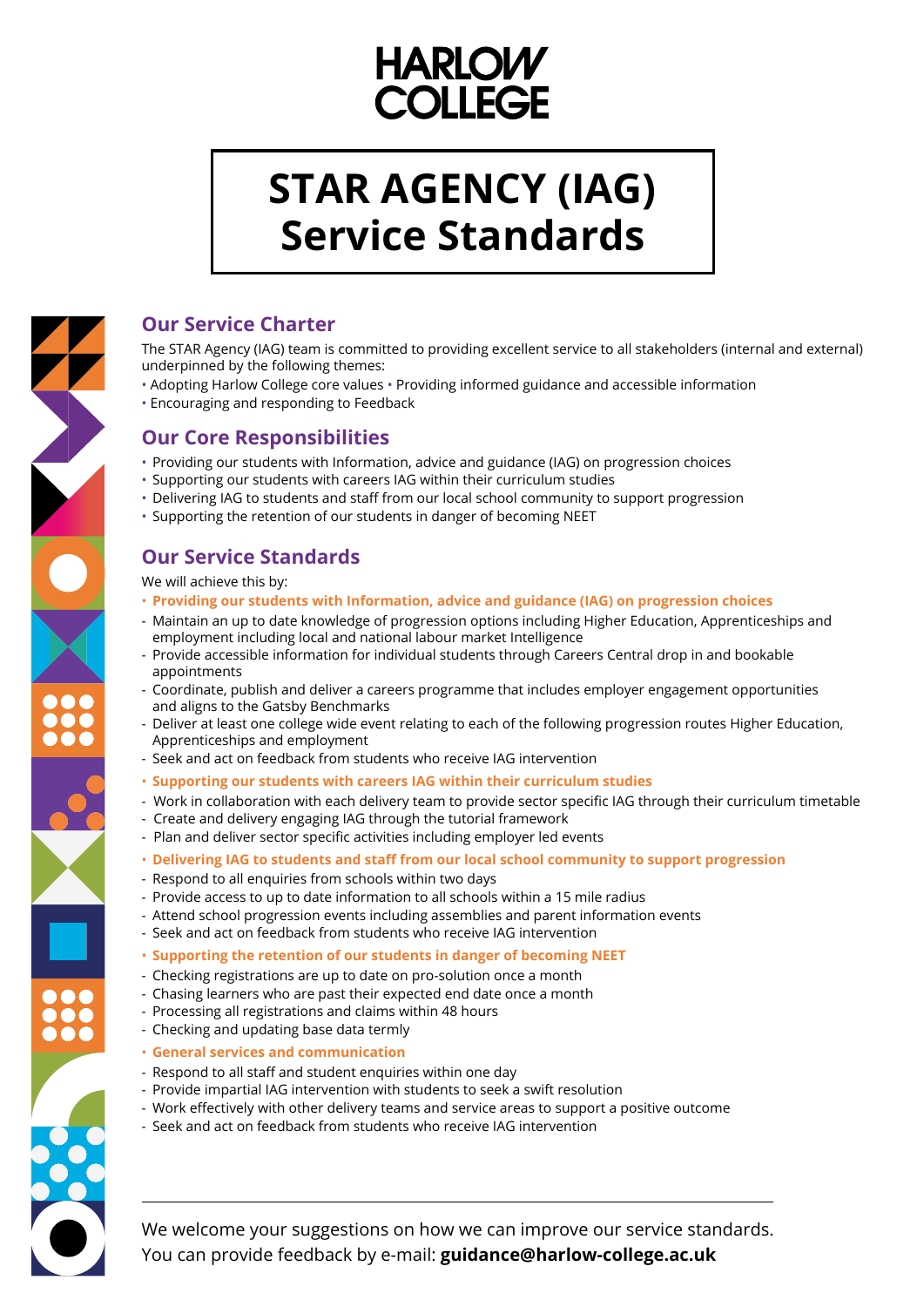# HARLOW COLLEGE

# STAR AGENCY (IAG) Service Standards

## Our Service Charter

The STAR Agency (IAG) team is committed to providing excellent service to all stakeholders (internal and external) underpinned by the following themes:

- Adopting Harlow College core values • Providing informed guidance and accessible information
- Encouraging and responding to Feedback

## Our Core Responsibilities

- Providing our students with Information, advice and guidance (IAG) on progression choices
- Supporting our students with careers IAG within their curriculum studies
- Delivering IAG to students and staff from our local school community to support progression
- Supporting the retention of our students in danger of becoming NEET

## Our Service Standards

We will achieve this by:

- **Providing our students with Information, advice and guidance (IAG) on progression choices**
  - Maintain an up to date knowledge of progression options including Higher Education, Apprenticeships and employment including local and national labour market Intelligence
  - Provide accessible information for individual students through Careers Central drop in and bookable appointments
  - Coordinate, publish and deliver a careers programme that includes employer engagement opportunities and aligns to the Gatsby Benchmarks
  - Deliver at least one college wide event relating to each of the following progression routes Higher Education, Apprenticeships and employment
  - Seek and act on feedback from students who receive IAG intervention
- **Supporting our students with careers IAG within their curriculum studies**
  - Work in collaboration with each delivery team to provide sector specific IAG through their curriculum timetable
  - Create and delivery engaging IAG through the tutorial framework
  - Plan and deliver sector specific activities including employer led events
- **Delivering IAG to students and staff from our local school community to support progression**
  - Respond to all enquiries from schools within two days
  - Provide access to up to date information to all schools within a 15 mile radius
  - Attend school progression events including assemblies and parent information events
  - Seek and act on feedback from students who receive IAG intervention
- **Supporting the retention of our students in danger of becoming NEET**
  - Checking registrations are up to date on pro-solution once a month
  - Chasing learners who are past their expected end date once a month
  - Processing all registrations and claims within 48 hours
  - Checking and updating base data termly
- **General services and communication**
  - Respond to all staff and student enquiries within one day
  - Provide impartial IAG intervention with students to seek a swift resolution
  - Work effectively with other delivery teams and service areas to support a positive outcome
  - Seek and act on feedback from students who receive IAG intervention

---

We welcome your suggestions on how we can improve our service standards.
You can provide feedback by e-mail: **guidance@harlow-college.ac.uk**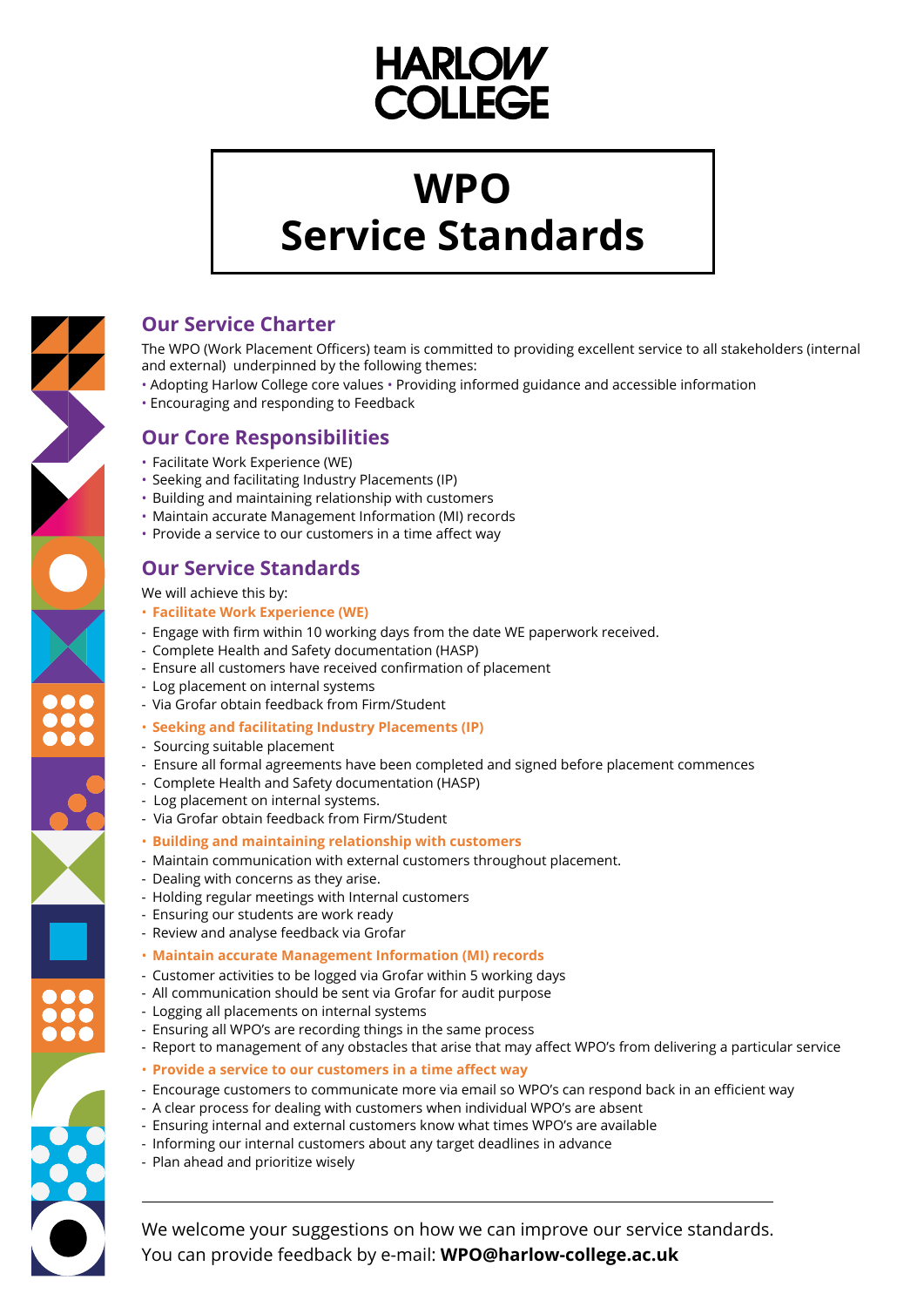HARLOW COLLEGE

# WPO Service Standards

## Our Service Charter

The WPO (Work Placement Officers) team is committed to providing excellent service to all stakeholders (internal and external) underpinned by the following themes:

- Adopting Harlow College core values • Providing informed guidance and accessible information
- Encouraging and responding to Feedback

## Our Core Responsibilities

- Facilitate Work Experience (WE)
- Seeking and facilitating Industry Placements (IP)
- Building and maintaining relationship with customers
- Maintain accurate Management Information (MI) records
- Provide a service to our customers in a time affect way

## Our Service Standards

We will achieve this by:

- **Facilitate Work Experience (WE)**
  - Engage with firm within 10 working days from the date WE paperwork received.
  - Complete Health and Safety documentation (HASP)
  - Ensure all customers have received confirmation of placement
  - Log placement on internal systems
  - Via Grofar obtain feedback from Firm/Student
- **Seeking and facilitating Industry Placements (IP)**
  - Sourcing suitable placement
  - Ensure all formal agreements have been completed and signed before placement commences
  - Complete Health and Safety documentation (HASP)
  - Log placement on internal systems.
  - Via Grofar obtain feedback from Firm/Student
- **Building and maintaining relationship with customers**
  - Maintain communication with external customers throughout placement.
  - Dealing with concerns as they arise.
  - Holding regular meetings with Internal customers
  - Ensuring our students are work ready
  - Review and analyse feedback via Grofar
- **Maintain accurate Management Information (MI) records**
  - Customer activities to be logged via Grofar within 5 working days
  - All communication should be sent via Grofar for audit purpose
  - Logging all placements on internal systems
  - Ensuring all WPO's are recording things in the same process
  - Report to management of any obstacles that arise that may affect WPO's from delivering a particular service
- **Provide a service to our customers in a time affect way**
  - Encourage customers to communicate more via email so WPO's can respond back in an efficient way
  - A clear process for dealing with customers when individual WPO's are absent
  - Ensuring internal and external customers know what times WPO's are available
  - Informing our internal customers about any target deadlines in advance
  - Plan ahead and prioritize wisely

---

We welcome your suggestions on how we can improve our service standards.
You can provide feedback by e-mail: **WPO@harlow-college.ac.uk**